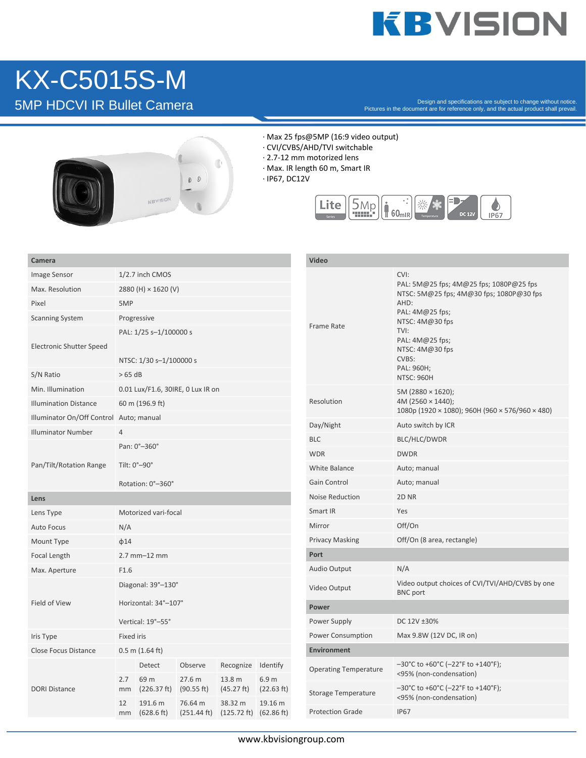# KX-C5015S-M

## 5MP HDCVI IR Bullet Camera

Design and specifications are subject to change without notice.
Pictures in the document are for reference only, and the actual product shall prevail.

- Max 25 fps@5MP (16:9 video output)
- CVI/CVBS/AHD/TVI switchable
- 2.7-12 mm motorized lens
- Max. IR length 60 m, Smart IR
- IP67, DC12V

| Camera | | | | | |
|---|---|---|---|---|---|
| Image Sensor | 1/2.7 inch CMOS | | | | |
| Max. Resolution | 2880 (H) × 1620 (V) | | | | |
| Pixel | 5MP | | | | |
| Scanning System | Progressive | | | | |
| Electronic Shutter Speed | PAL: 1/25 s–1/100000 s<br>NTSC: 1/30 s–1/100000 s | | | | |
| S/N Ratio | > 65 dB | | | | |
| Min. Illumination | 0.01 Lux/F1.6, 30IRE, 0 Lux IR on | | | | |
| Illumination Distance | 60 m (196.9 ft) | | | | |
| Illuminator On/Off Control | Auto; manual | | | | |
| Illuminator Number | 4 | | | | |
| Pan/Tilt/Rotation Range | Pan: 0°–360°<br>Tilt: 0°–90°<br>Rotation: 0°–360° | | | | |
| **Lens** | | | | | |
| Lens Type | Motorized vari-focal | | | | |
| Auto Focus | N/A | | | | |
| Mount Type | ϕ14 | | | | |
| Focal Length | 2.7 mm–12 mm | | | | |
| Max. Aperture | F1.6 | | | | |
| Field of View | Diagonal: 39°–130°<br>Horizontal: 34°–107°<br>Vertical: 19°–55° | | | | |
| Iris Type | Fixed iris | | | | |
| Close Focus Distance | 0.5 m (1.64 ft) | | | | |
| DORI Distance | | Detect | Observe | Recognize | Identify |
| | 2.7 mm | 69 m (226.37 ft) | 27.6 m (90.55 ft) | 13.8 m (45.27 ft) | 6.9 m (22.63 ft) |
| | 12 mm | 191.6 m (628.6 ft) | 76.64 m (251.44 ft) | 38.32 m (125.72 ft) | 19.16 m (62.86 ft) |

| Video | |
|---|---|
| Frame Rate | CVI:<br>PAL: 5M@25 fps; 4M@25 fps; 1080P@25 fps<br>NTSC: 5M@25 fps; 4M@30 fps; 1080P@30 fps<br>AHD:<br>PAL: 4M@25 fps;<br>NTSC: 4M@30 fps<br>TVI:<br>PAL: 4M@25 fps;<br>NTSC: 4M@30 fps<br>CVBS:<br>PAL: 960H;<br>NTSC: 960H |
| Resolution | 5M (2880 × 1620);<br>4M (2560 × 1440);<br>1080p (1920 × 1080); 960H (960 × 576/960 × 480) |
| Day/Night | Auto switch by ICR |
| BLC | BLC/HLC/DWDR |
| WDR | DWDR |
| White Balance | Auto; manual |
| Gain Control | Auto; manual |
| Noise Reduction | 2D NR |
| Smart IR | Yes |
| Mirror | Off/On |
| Privacy Masking | Off/On (8 area, rectangle) |
| **Port** | |
| Audio Output | N/A |
| Video Output | Video output choices of CVI/TVI/AHD/CVBS by one BNC port |
| **Power** | |
| Power Supply | DC 12V ±30% |
| Power Consumption | Max 9.8W (12V DC, IR on) |
| **Environment** | |
| Operating Temperature | –30°C to +60°C (–22°F to +140°F);<br><95% (non-condensation) |
| Storage Temperature | –30°C to +60°C (–22°F to +140°F);<br><95% (non-condensation) |
| Protection Grade | IP67 |

www.kbvisiongroup.com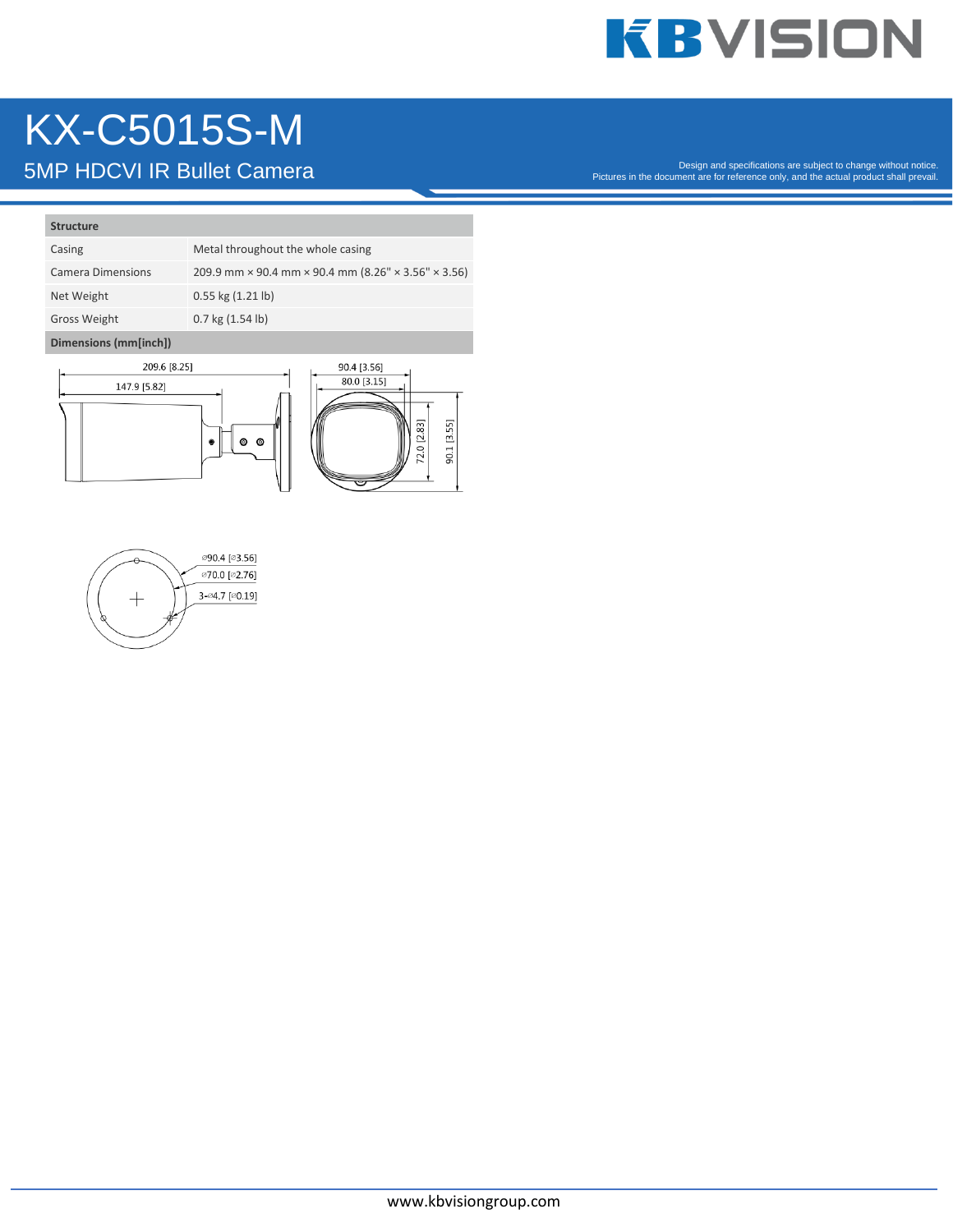# KX-C5015S-M

## 5MP HDCVI IR Bullet Camera

Design and specifications are subject to change without notice.
Pictures in the document are for reference only, and the actual product shall prevail.

| Structure | |
| --- | --- |
| Casing | Metal throughout the whole casing |
| Camera Dimensions | 209.9 mm × 90.4 mm × 90.4 mm (8.26" × 3.56" × 3.56) |
| Net Weight | 0.55 kg (1.21 lb) |
| Gross Weight | 0.7 kg (1.54 lb) |

**Dimensions (mm[inch])**

209.6 [8.25]
147.9 [5.82]
90.4 [3.56]
80.0 [3.15]
72.0 [2.83]
90.1 [3.55]

⌀90.4 [⌀3.56]
⌀70.0 [⌀2.76]
3-⌀4.7 [⌀0.19]